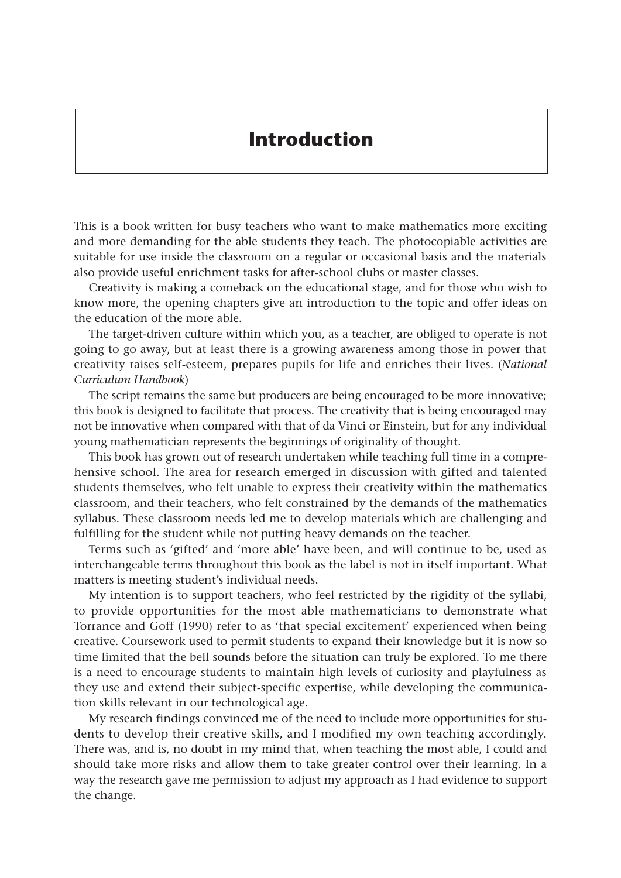# Introduction

This is a book written for busy teachers who want to make mathematics more exciting and more demanding for the able students they teach. The photocopiable activities are suitable for use inside the classroom on a regular or occasional basis and the materials also provide useful enrichment tasks for after-school clubs or master classes.

Creativity is making a comeback on the educational stage, and for those who wish to know more, the opening chapters give an introduction to the topic and offer ideas on the education of the more able.

The target-driven culture within which you, as a teacher, are obliged to operate is not going to go away, but at least there is a growing awareness among those in power that creativity raises self-esteem, prepares pupils for life and enriches their lives. (*National Curriculum Handbook*)

The script remains the same but producers are being encouraged to be more innovative; this book is designed to facilitate that process. The creativity that is being encouraged may not be innovative when compared with that of da Vinci or Einstein, but for any individual young mathematician represents the beginnings of originality of thought.

This book has grown out of research undertaken while teaching full time in a comprehensive school. The area for research emerged in discussion with gifted and talented students themselves, who felt unable to express their creativity within the mathematics classroom, and their teachers, who felt constrained by the demands of the mathematics syllabus. These classroom needs led me to develop materials which are challenging and fulfilling for the student while not putting heavy demands on the teacher.

Terms such as 'gifted' and 'more able' have been, and will continue to be, used as interchangeable terms throughout this book as the label is not in itself important. What matters is meeting student's individual needs.

My intention is to support teachers, who feel restricted by the rigidity of the syllabi, to provide opportunities for the most able mathematicians to demonstrate what Torrance and Goff (1990) refer to as 'that special excitement' experienced when being creative. Coursework used to permit students to expand their knowledge but it is now so time limited that the bell sounds before the situation can truly be explored. To me there is a need to encourage students to maintain high levels of curiosity and playfulness as they use and extend their subject-specific expertise, while developing the communication skills relevant in our technological age.

My research findings convinced me of the need to include more opportunities for students to develop their creative skills, and I modified my own teaching accordingly. There was, and is, no doubt in my mind that, when teaching the most able, I could and should take more risks and allow them to take greater control over their learning. In a way the research gave me permission to adjust my approach as I had evidence to support the change.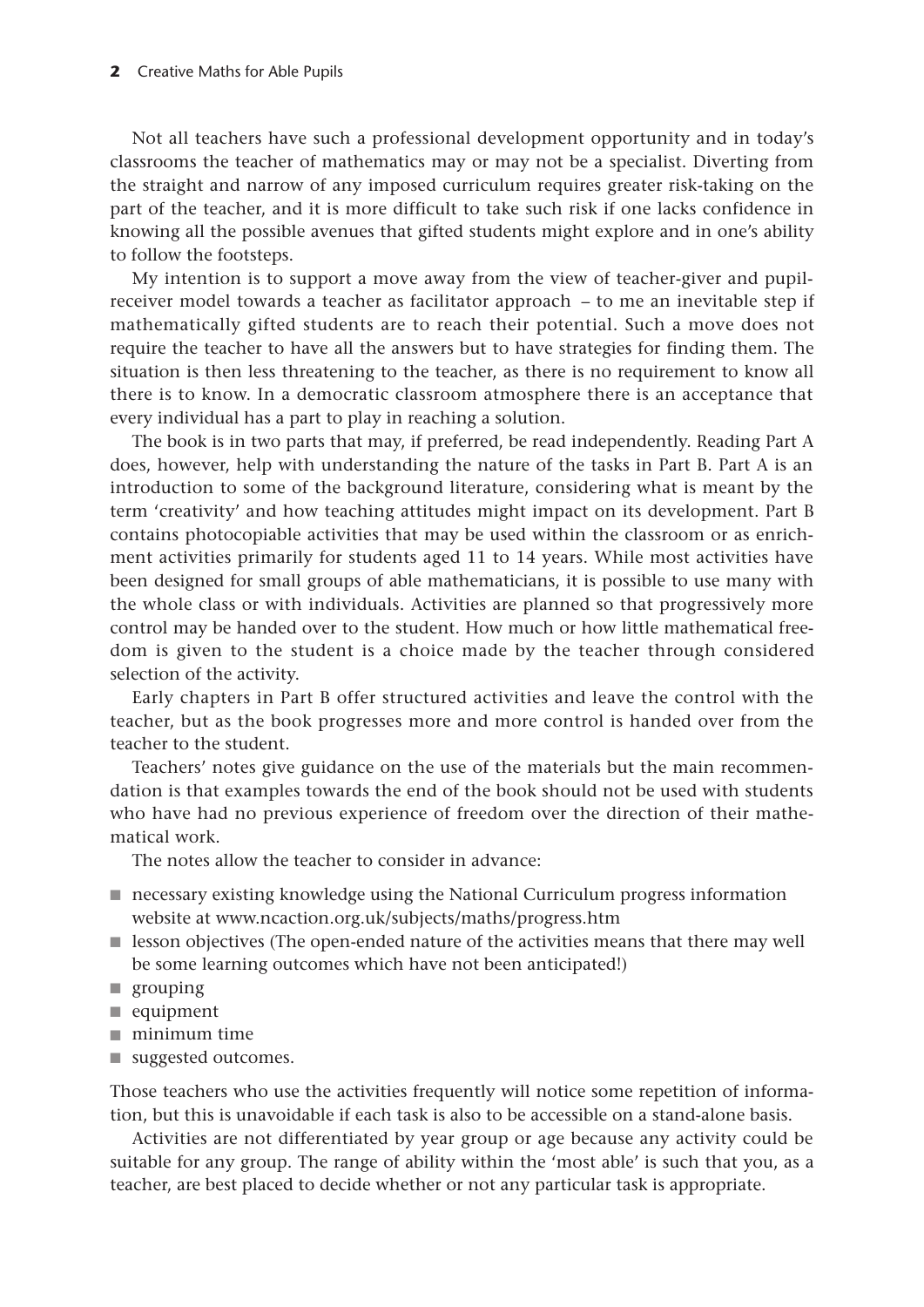Not all teachers have such a professional development opportunity and in today's classrooms the teacher of mathematics may or may not be a specialist. Diverting from the straight and narrow of any imposed curriculum requires greater risk-taking on the part of the teacher, and it is more difficult to take such risk if one lacks confidence in knowing all the possible avenues that gifted students might explore and in one's ability to follow the footsteps.

My intention is to support a move away from the view of teacher-giver and pupil-receiver model towards a teacher as facilitator approach – to me an inevitable step if mathematically gifted students are to reach their potential. Such a move does not require the teacher to have all the answers but to have strategies for finding them. The situation is then less threatening to the teacher, as there is no requirement to know all there is to know. In a democratic classroom atmosphere there is an acceptance that every individual has a part to play in reaching a solution.

The book is in two parts that may, if preferred, be read independently. Reading Part A does, however, help with understanding the nature of the tasks in Part B. Part A is an introduction to some of the background literature, considering what is meant by the term 'creativity' and how teaching attitudes might impact on its development. Part B contains photocopiable activities that may be used within the classroom or as enrichment activities primarily for students aged 11 to 14 years. While most activities have been designed for small groups of able mathematicians, it is possible to use many with the whole class or with individuals. Activities are planned so that progressively more control may be handed over to the student. How much or how little mathematical freedom is given to the student is a choice made by the teacher through considered selection of the activity.

Early chapters in Part B offer structured activities and leave the control with the teacher, but as the book progresses more and more control is handed over from the teacher to the student.

Teachers' notes give guidance on the use of the materials but the main recommendation is that examples towards the end of the book should not be used with students who have had no previous experience of freedom over the direction of their mathematical work.

The notes allow the teacher to consider in advance:

- necessary existing knowledge using the National Curriculum progress information website at www.ncaction.org.uk/subjects/maths/progress.htm
- lesson objectives (The open-ended nature of the activities means that there may well be some learning outcomes which have not been anticipated!)
- grouping
- equipment
- minimum time
- suggested outcomes.

Those teachers who use the activities frequently will notice some repetition of information, but this is unavoidable if each task is also to be accessible on a stand-alone basis.

Activities are not differentiated by year group or age because any activity could be suitable for any group. The range of ability within the 'most able' is such that you, as a teacher, are best placed to decide whether or not any particular task is appropriate.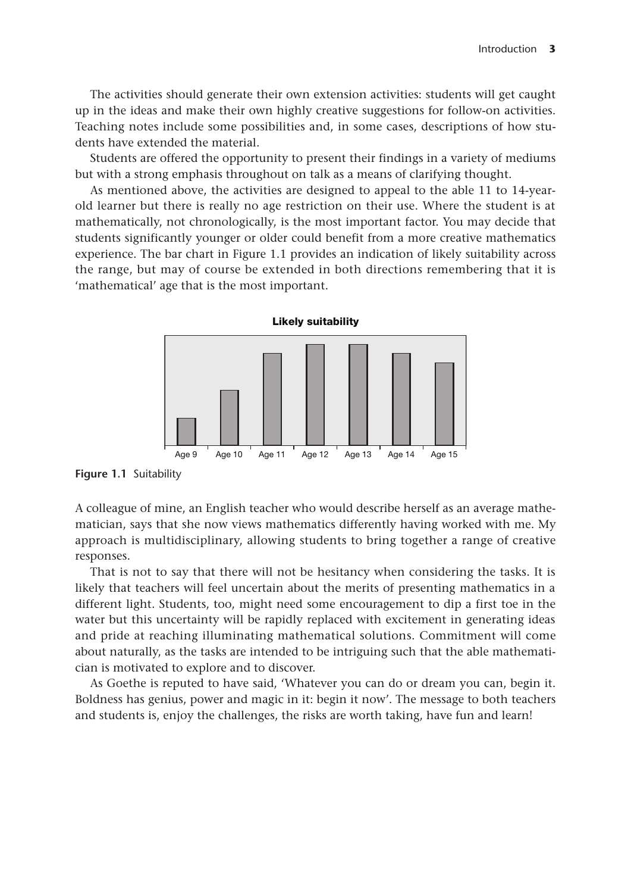The activities should generate their own extension activities: students will get caught up in the ideas and make their own highly creative suggestions for follow-on activities. Teaching notes include some possibilities and, in some cases, descriptions of how students have extended the material.

Students are offered the opportunity to present their findings in a variety of mediums but with a strong emphasis throughout on talk as a means of clarifying thought.

As mentioned above, the activities are designed to appeal to the able 11 to 14-year-old learner but there is really no age restriction on their use. Where the student is at mathematically, not chronologically, is the most important factor. You may decide that students significantly younger or older could benefit from a more creative mathematics experience. The bar chart in Figure 1.1 provides an indication of likely suitability across the range, but may of course be extended in both directions remembering that it is 'mathematical' age that is the most important.

**Likely suitability**

Age 9
Age 10
Age 11
Age 12
Age 13
Age 14
Age 15

**Figure 1.1** Suitability

A colleague of mine, an English teacher who would describe herself as an average mathematician, says that she now views mathematics differently having worked with me. My approach is multidisciplinary, allowing students to bring together a range of creative responses.

That is not to say that there will not be hesitancy when considering the tasks. It is likely that teachers will feel uncertain about the merits of presenting mathematics in a different light. Students, too, might need some encouragement to dip a first toe in the water but this uncertainty will be rapidly replaced with excitement in generating ideas and pride at reaching illuminating mathematical solutions. Commitment will come about naturally, as the tasks are intended to be intriguing such that the able mathematician is motivated to explore and to discover.

As Goethe is reputed to have said, 'Whatever you can do or dream you can, begin it. Boldness has genius, power and magic in it: begin it now'. The message to both teachers and students is, enjoy the challenges, the risks are worth taking, have fun and learn!